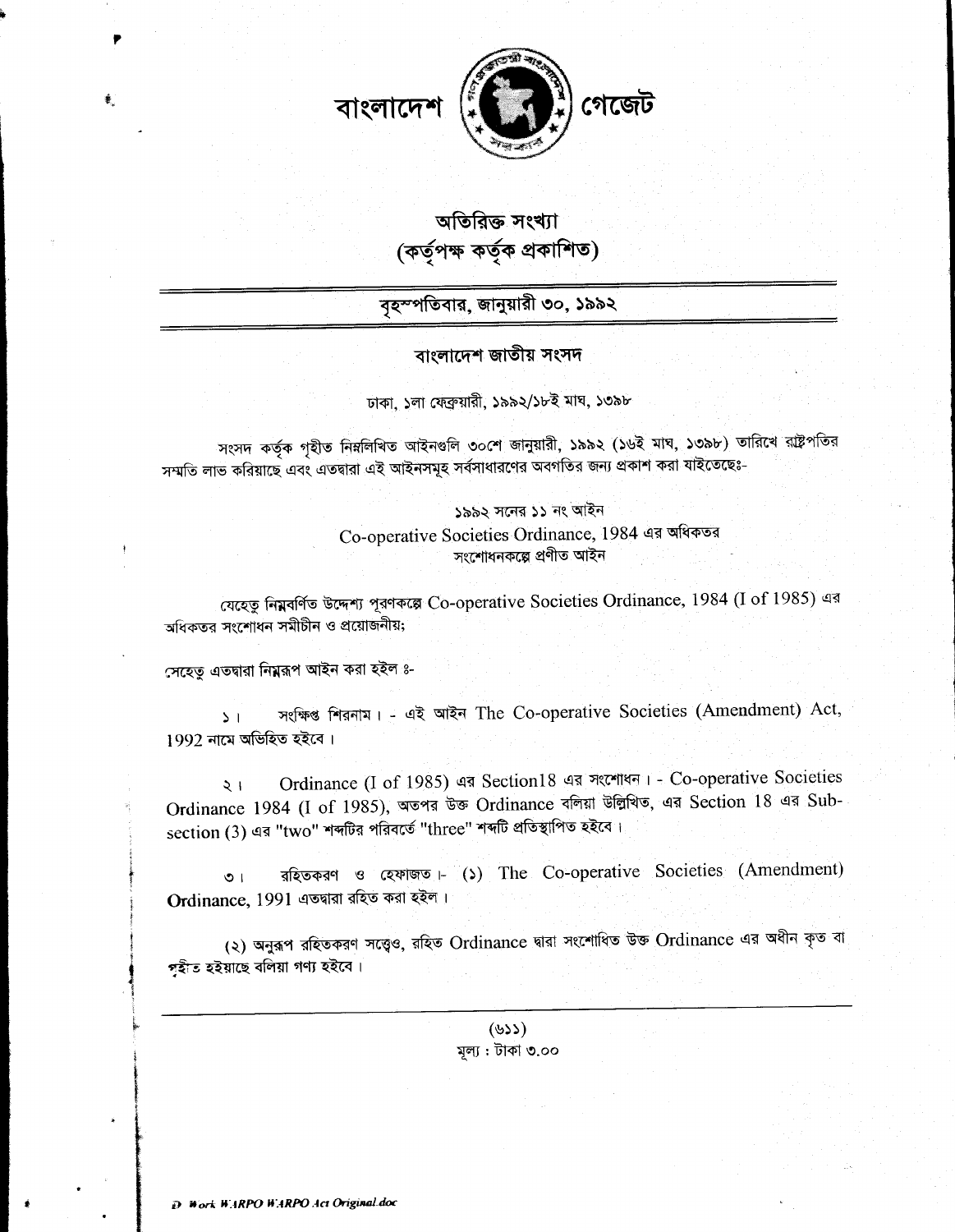# বাংলাদেশ গেজেট

## অতিরিক্ত সংখ্যা
## (কর্তৃপক্ষ কর্তৃক প্রকাশিত)

**বৃহস্পতিবার, জানুয়ারী ৩০, ১৯৯২**

### বাংলাদেশ জাতীয় সংসদ

ঢাকা, ১লা ফেব্রুয়ারী, ১৯৯২/১৮ই মাঘ, ১৩৯৮

সংসদ কর্তৃক গৃহীত নিম্নলিখিত আইনগুলি ৩০শে জানুয়ারী, ১৯৯২ (১৬ই মাঘ, ১৩৯৮) তারিখে রাষ্ট্রপতির সম্মতি লাভ করিয়াছে এবং এতদ্বারা এই আইনসমূহ সর্বসাধারণের অবগতির জন্য প্রকাশ করা যাইতেছেঃ-

১৯৯২ সনের ১১ নং আইন
Co-operative Societies Ordinance, 1984 এর অধিকতর
সংশোধনকল্পে প্রণীত আইন

যেহেতু নিম্নবর্ণিত উদ্দেশ্য পূরণকল্পে Co-operative Societies Ordinance, 1984 (I of 1985) এর অধিকতর সংশোধন সমীচীন ও প্রয়োজনীয়;

সেহেতু এতদ্বারা নিম্নরূপ আইন করা হইল ঃ-

১। সংক্ষিপ্ত শিরনাম। - এই আইন The Co-operative Societies (Amendment) Act, 1992 নামে অভিহিত হইবে।

২। Ordinance (I of 1985) এর Section18 এর সংশোধন। - Co-operative Societies Ordinance 1984 (I of 1985), অতপর উক্ত Ordinance বলিয়া উল্লিখিত, এর Section 18 এর Sub-section (3) এর "two" শব্দটির পরিবর্তে "three" শব্দটি প্রতিস্থাপিত হইবে।

৩। রহিতকরণ ও হেফাজত।- (১) The Co-operative Societies (Amendment) Ordinance, 1991 এতদ্বারা রহিত করা হইল।

(২) অনুরূপ রহিতকরণ সত্ত্বেও, রহিত Ordinance দ্বারা সংশোধিত উক্ত Ordinance এর অধীন কৃত বা গৃহীত হইয়াছে বলিয়া গণ্য হইবে।

মূল্য : টাকা ৩.০০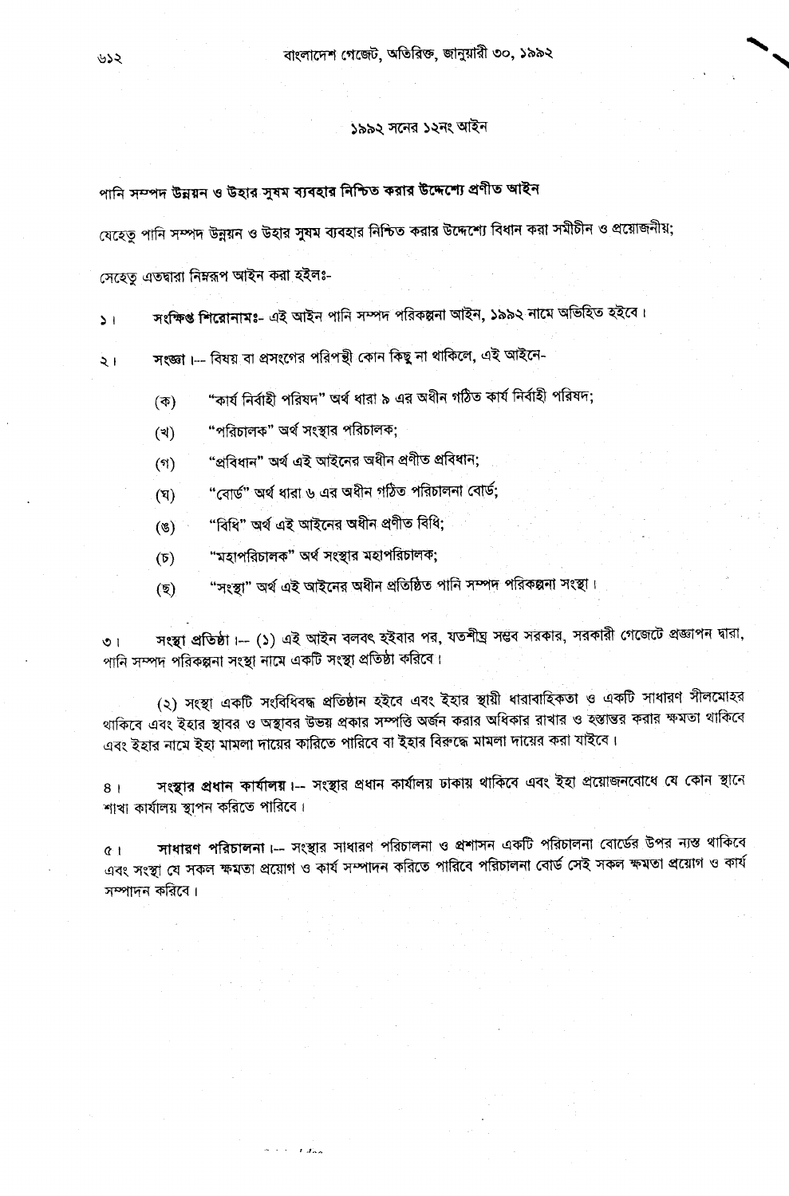# ১৯৯২ সনের ১২নং আইন

**পানি সম্পদ উন্নয়ন ও উহার সুষম ব্যবহার নিশ্চিত করার উদ্দেশ্যে প্রণীত আইন**

যেহেতু পানি সম্পদ উন্নয়ন ও উহার সুষম ব্যবহার নিশ্চিত করার উদ্দেশ্যে বিধান করা সমীচীন ও প্রয়োজনীয়;

সেহেতু এতদ্বারা নিম্নরূপ আইন করা হইলঃ-

১। **সংক্ষিপ্ত শিরোনামঃ**- এই আইন পানি সম্পদ পরিকল্পনা আইন, ১৯৯২ নামে অভিহিত হইবে।

২। **সংজ্ঞা**।-- বিষয় বা প্রসংগের পরিপন্থী কোন কিছু না থাকিলে, এই আইনে-

(ক) "কার্য নির্বাহী পরিষদ" অর্থ ধারা ৯ এর অধীন গঠিত কার্য নির্বাহী পরিষদ;

(খ) "পরিচালক" অর্থ সংস্থার পরিচালক;

(গ) "প্রবিধান" অর্থ এই আইনের অধীন প্রণীত প্রবিধান;

(ঘ) "বোর্ড" অর্থ ধারা ৬ এর অধীন গঠিত পরিচালনা বোর্ড;

(ঙ) "বিধি" অর্থ এই আইনের অধীন প্রণীত বিধি;

(চ) "মহাপরিচালক" অর্থ সংস্থার মহাপরিচালক;

(ছ) "সংস্থা" অর্থ এই আইনের অধীন প্রতিষ্ঠিত পানি সম্পদ পরিকল্পনা সংস্থা।

৩। **সংস্থা প্রতিষ্ঠা**।-- (১) এই আইন বলবৎ হইবার পর, যতশীঘ্র সম্ভব সরকার, সরকারী গেজেটে প্রজ্ঞাপন দ্বারা, পানি সম্পদ পরিকল্পনা সংস্থা নামে একটি সংস্থা প্রতিষ্ঠা করিবে।

(২) সংস্থা একটি সংবিধিবদ্ধ প্রতিষ্ঠান হইবে এবং ইহার স্থায়ী ধারাবাহিকতা ও একটি সাধারণ সীলমোহর থাকিবে এবং ইহার স্থাবর ও অস্থাবর উভয় প্রকার সম্পত্তি অর্জন করার অধিকার রাখার ও হস্তান্তর করার ক্ষমতা থাকিবে এবং ইহার নামে ইহা মামলা দায়ের কারিতে পারিবে বা ইহার বিরুদ্ধে মামলা দায়ের করা যাইবে।

৪। **সংস্থার প্রধান কার্যালয়**।-- সংস্থার প্রধান কার্যালয় ঢাকায় থাকিবে এবং ইহা প্রয়োজনবোধে যে কোন স্থানে শাখা কার্যালয় স্থাপন করিতে পারিবে।

৫। **সাধারণ পরিচালনা**।-- সংস্থার সাধারণ পরিচালনা ও প্রশাসন একটি পরিচালনা বোর্ডের উপর ন্যস্ত থাকিবে এবং সংস্থা যে সকল ক্ষমতা প্রয়োগ ও কার্য সম্পাদন করিতে পারিবে পরিচালনা বোর্ড সেই সকল ক্ষমতা প্রয়োগ ও কার্য সম্পাদন করিবে।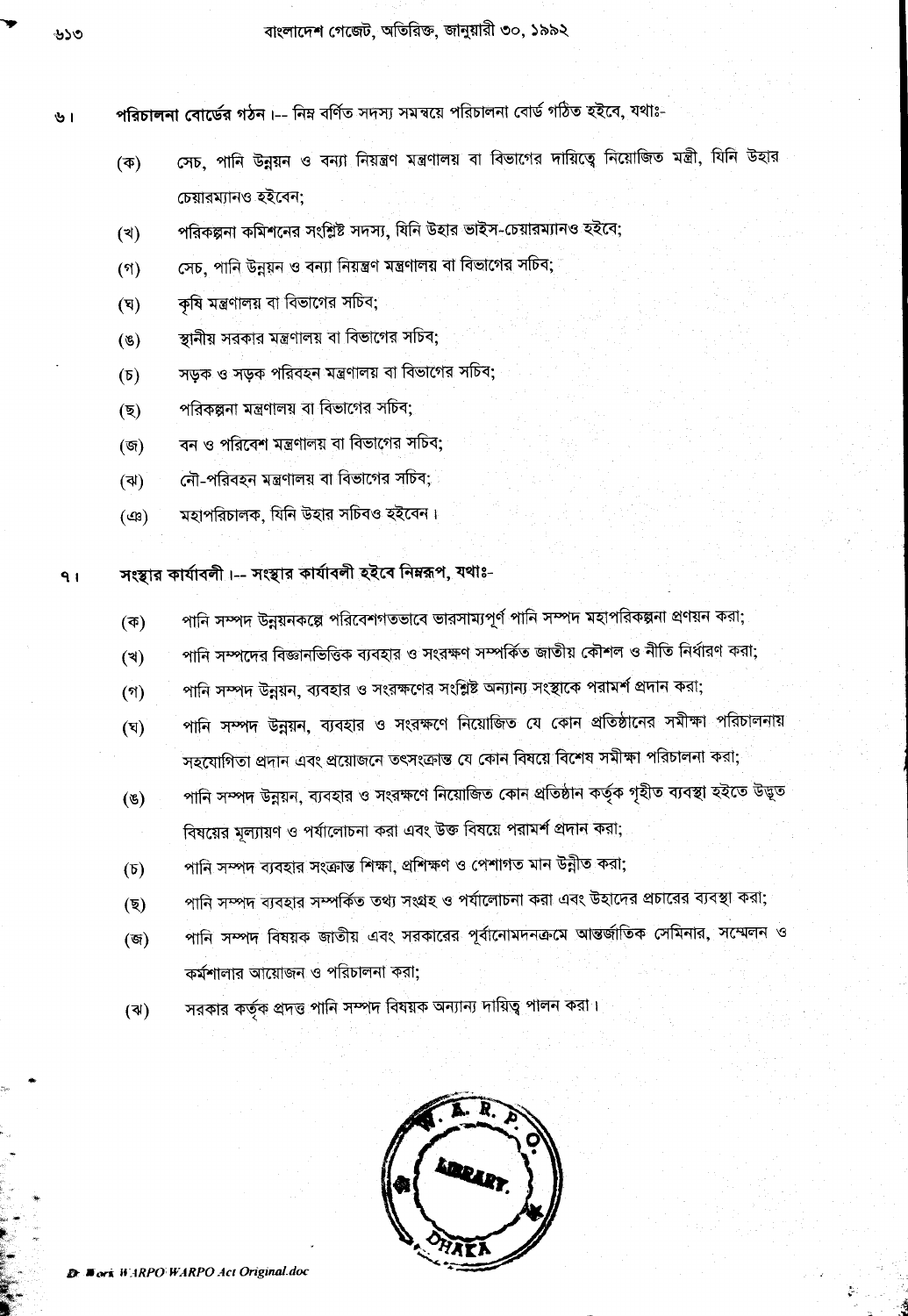৬। **পরিচালনা বোর্ডের গঠন**।-- নিম্ন বর্ণিত সদস্য সমন্বয়ে পরিচালনা বোর্ড গঠিত হইবে, যথাঃ-

(ক) সেচ, পানি উন্নয়ন ও বন্যা নিয়ন্ত্রণ মন্ত্রণালয় বা বিভাগের দায়িত্বে নিয়োজিত মন্ত্রী, যিনি উহার চেয়ারম্যানও হইবেন;

(খ) পরিকল্পনা কমিশনের সংশ্লিষ্ট সদস্য, যিনি উহার ভাইস-চেয়ারম্যানও হইবে;

(গ) সেচ, পানি উন্নয়ন ও বন্যা নিয়ন্ত্রণ মন্ত্রণালয় বা বিভাগের সচিব;

(ঘ) কৃষি মন্ত্রণালয় বা বিভাগের সচিব;

(ঙ) স্থানীয় সরকার মন্ত্রণালয় বা বিভাগের সচিব;

(চ) সড়ক ও সড়ক পরিবহন মন্ত্রণালয় বা বিভাগের সচিব;

(ছ) পরিকল্পনা মন্ত্রণালয় বা বিভাগের সচিব;

(জ) বন ও পরিবেশ মন্ত্রণালয় বা বিভাগের সচিব;

(ঝ) নৌ-পরিবহন মন্ত্রণালয় বা বিভাগের সচিব;

(ঞ) মহাপরিচালক, যিনি উহার সচিবও হইবেন।

৭। **সংস্থার কার্যাবলী**।-- সংস্থার কার্যাবলী হইবে নিম্নরূপ, যথাঃ-

(ক) পানি সম্পদ উন্নয়নকল্পে পরিবেশগতভাবে ভারসাম্যপূর্ণ পানি সম্পদ মহাপরিকল্পনা প্রণয়ন করা;

(খ) পানি সম্পদের বিজ্ঞানভিত্তিক ব্যবহার ও সংরক্ষণ সম্পর্কিত জাতীয় কৌশল ও নীতি নির্ধারণ করা;

(গ) পানি সম্পদ উন্নয়ন, ব্যবহার ও সংরক্ষণের সংশ্লিষ্ট অন্যান্য সংস্থাকে পরামর্শ প্রদান করা;

(ঘ) পানি সম্পদ উন্নয়ন, ব্যবহার ও সংরক্ষণে নিয়োজিত যে কোন প্রতিষ্ঠানের সমীক্ষা পরিচালনায় সহযোগিতা প্রদান এবং প্রয়োজনে তৎসংক্রান্ত যে কোন বিষয়ে বিশেষ সমীক্ষা পরিচালনা করা;

(ঙ) পানি সম্পদ উন্নয়ন, ব্যবহার ও সংরক্ষণে নিয়োজিত কোন প্রতিষ্ঠান কর্তৃক গৃহীত ব্যবস্থা হইতে উদ্ভূত বিষয়ের মূল্যায়ণ ও পর্যালোচনা করা এবং উক্ত বিষয়ে পরামর্শ প্রদান করা;

(চ) পানি সম্পদ ব্যবহার সংক্রান্ত শিক্ষা, প্রশিক্ষণ ও পেশাগত মান উন্নীত করা;

(ছ) পানি সম্পদ ব্যবহার সম্পর্কিত তথ্য সংগ্রহ ও পর্যালোচনা করা এবং উহাদের প্রচারের ব্যবস্থা করা;

(জ) পানি সম্পদ বিষয়ক জাতীয় এবং সরকারের পূর্বানোমদনক্রমে আন্তর্জাতিক সেমিনার, সম্মেলন ও কর্মশালার আয়োজন ও পরিচালনা করা;

(ঝ) সরকার কর্তৃক প্রদত্ত পানি সম্পদ বিষয়ক অন্যান্য দায়িত্ব পালন করা।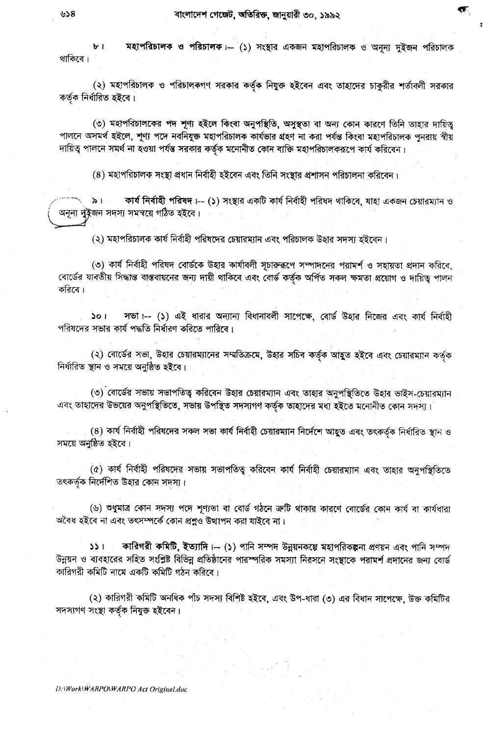৮। **মহাপরিচালক ও পরিচালক।**-- (১) সংস্থার একজন মহাপরিচালক ও অনূন্য দুইজন পরিচালক থাকিবে।

(২) মহাপরিচালক ও পরিচালকগণ সরকার কর্তৃক নিযুক্ত হইবেন এবং তাহাদের চাকুরীর শর্তাবলী সরকার কর্তৃক নির্ধারিত হইবে।

(৩) মহাপরিচালকের পদ শূণ্য হইলে কিংবা অনুপস্থিতি, অসুস্থতা বা অন্য কোন কারণে তিনি তাহার দায়িত্ব পালনে অসমর্থ হইলে, শূণ্য পদে নবনিযুক্ত মহাপরিচালক কার্যভার গ্রহণ না করা পর্যন্ত কিংবা মহাপরিচালক পুনরায় স্বীয় দায়িত্ব পালনে সমর্থ না হওয়া পর্যন্ত সরকার কর্তৃক মনোনীত কোন ব্যক্তি মহাপরিচালকরূপে কার্য করিবেন।

(৪) মহাপরিচালক সংস্থা প্রধান নির্বাহী হইবেন এবং তিনি সংস্থার প্রশাসন পরিচালনা করিবেন।

৯। **কার্য নির্বাহী পরিষদ।**-- (১) সংস্থার একটি কার্য নির্বাহী পরিষদ থাকিবে, যাহা একজন চেয়ারম্যান ও অনূন্য দুইজন সদস্য সমন্বয়ে গঠিত হইবে।

(২) মহাপরিচালক কার্য নির্বাহী পরিষদের চেয়ারম্যান এবং পরিচালক উহার সদস্য হইবেন।

(৩) কার্য নির্বাহী পরিষদ বোর্ডকে উহার কার্যাবলী সূচারুরূপে সম্পাদনের পরামর্শ ও সহায়তা প্রদান করিবে, বোর্ডের যাবতীয় সিদ্ধান্ত বাস্তবায়নের জন্য দায়ী থাকিবে এবং বোর্ড কর্তৃক অর্পিত সকল ক্ষমতা প্রয়োগ ও দায়িত্ব পালন করিবে।

১০। **সভা।**-- (১) এই ধারার অন্যান্য বিধানাবলী সাপেক্ষে, বোর্ড উহার নিজের এবং কার্য নির্বাহী পরিষদের সভার কার্য পদ্ধতি নির্ধারণ করিতে পারিবে।

(২) বোর্ডের সভা, উহার চেয়ারম্যানের সম্মতিক্রমে, উহার সচিব কর্তৃক আহূত হইবে এবং চেয়ারম্যান কর্তৃক নির্ধারিত স্থান ও সময়ে অনুষ্ঠিত হইবে।

(৩) বোর্ডের সভায় সভাপতিত্ব করিবেন উহার চেয়ারম্যান এবং তাহার অনুপস্থিতিতে উহার ভাইস-চেয়ারম্যান এবং তাহাদের উভয়ের অনুপস্থিতিতে, সভায় উপস্থিত সদস্যগণ কর্তৃক তাহাদের মধ্য হইতে মনোনীত কোন সদস্য।

(৪) কার্য নির্বাহী পরিষদের সকল সভা কার্য নির্বাহী চেয়ারম্যান নির্দেশে আহূত এবং তৎকর্তৃক নির্ধারিত স্থান ও সময়ে অনুষ্ঠিত হইবে।

(৫) কার্য নির্বাহী পরিষদের সভায় সভাপতিত্ব করিবেন কার্য নির্বাহী চেয়ারম্যান এবং তাহার অনুপস্থিতিতে তৎকর্তৃক নির্দেশিত উহার কোন সদস্য।

(৬) শুধুমাত্র কোন সদস্য পদে শূণ্যতা বা বোর্ড গঠনে ত্রুটি থাকার কারণে বোর্ডের কোন কার্য বা কার্যধারা অবৈধ হইবে না এবং তৎসম্পর্কে কোন প্রশ্নও উত্থাপন করা যাইবে না।

১১। **কারিগরী কমিটি, ইত্যাদি।**-- (১) পানি সম্পদ উন্নয়নকল্পে মহাপরিকল্পনা প্রণয়ন এবং পানি সম্পদ উন্নয়ন ও ব্যবহারের সহিত সংশ্লিষ্ট বিভিন্ন প্রতিষ্ঠানের পারস্পরিক সমস্যা নিরসনে সংস্থাকে পরামর্শ প্রদানের জন্য বোর্ড কারিগরী কমিটি নামে একটি কমিটি গঠন করিবে।

(২) কারিগরী কমিটি অনধিক পাঁচ সদস্য বিশিষ্ট হইবে, এবং উপ-ধারা (৩) এর বিধান সাপেক্ষে, উক্ত কমিটির সদস্যগণ সংস্থা কর্তৃক নিযুক্ত হইবেন।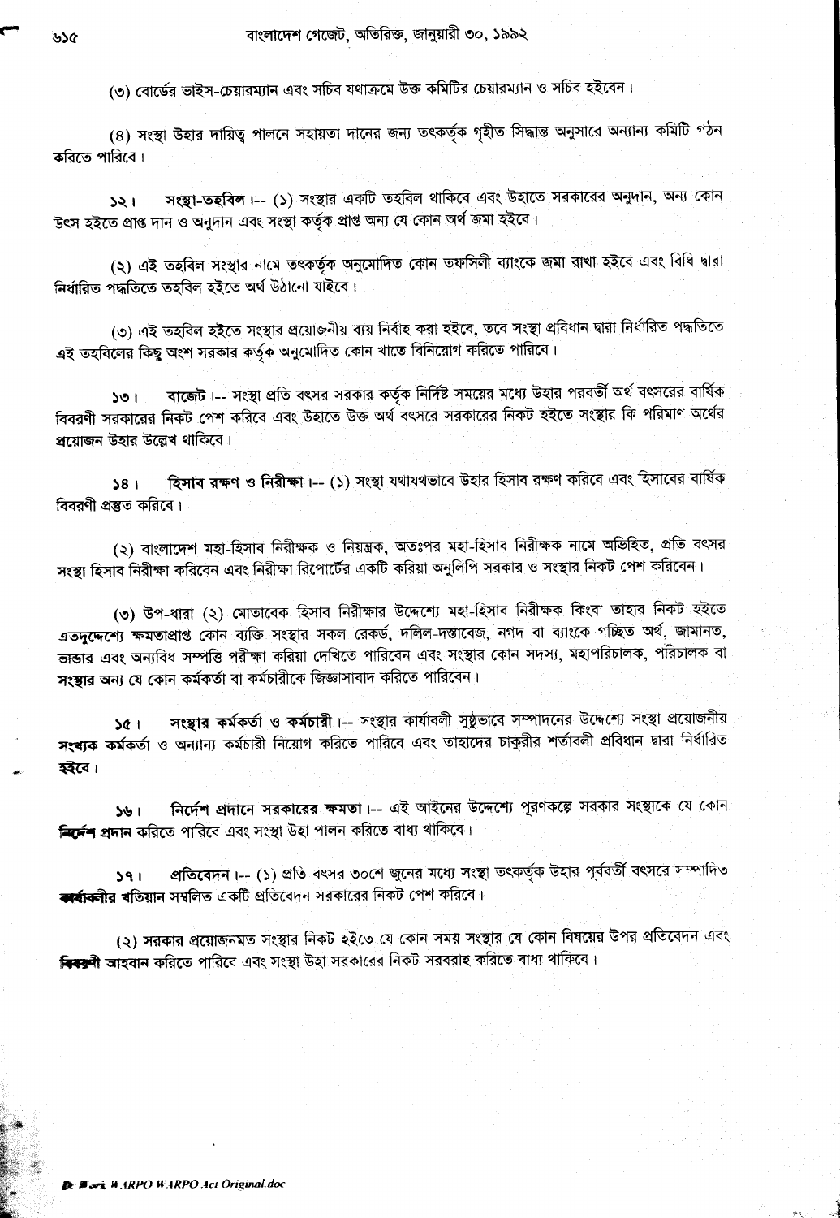(৩) বোর্ডের ভাইস-চেয়ারম্যান এবং সচিব যথাক্রমে উক্ত কমিটির চেয়ারম্যান ও সচিব হইবেন।

(৪) সংস্থা উহার দায়িত্ব পালনে সহায়তা দানের জন্য তৎকর্তৃক গৃহীত সিদ্ধান্ত অনুসারে অন্যান্য কমিটি গঠন করিতে পারিবে।

১২। **সংস্থা-তহবিল**।-- (১) সংস্থার একটি তহবিল থাকিবে এবং উহাতে সরকারের অনুদান, অন্য কোন উৎস হইতে প্রাপ্ত দান ও অনুদান এবং সংস্থা কর্তৃক প্রাপ্ত অন্য যে কোন অর্থ জমা হইবে।

(২) এই তহবিল সংস্থার নামে তৎকর্তৃক অনুমোদিত কোন তফসিলী ব্যাংকে জমা রাখা হইবে এবং বিধি দ্বারা নির্ধারিত পদ্ধতিতে তহবিল হইতে অর্থ উঠানো যাইবে।

(৩) এই তহবিল হইতে সংস্থার প্রয়োজনীয় ব্যয় নির্বাহ করা হইবে, তবে সংস্থা প্রবিধান দ্বারা নির্ধারিত পদ্ধতিতে এই তহবিলের কিছু অংশ সরকার কর্তৃক অনুমোদিত কোন খাতে বিনিয়োগ করিতে পারিবে।

১৩। **বাজেট**।-- সংস্থা প্রতি বৎসর সরকার কর্তৃক নির্দিষ্ট সময়ের মধ্যে উহার পরবর্তী অর্থ বৎসরের বার্ষিক বিবরণী সরকারের নিকট পেশ করিবে এবং উহাতে উক্ত অর্থ বৎসরে সরকারের নিকট হইতে সংস্থার কি পরিমাণ অর্থের প্রয়োজন উহার উল্লেখ থাকিবে।

১৪। **হিসাব রক্ষণ ও নিরীক্ষা**।-- (১) সংস্থা যথাযথভাবে উহার হিসাব রক্ষণ করিবে এবং হিসাবের বার্ষিক বিবরণী প্রস্তুত করিবে।

(২) বাংলাদেশ মহা-হিসাব নিরীক্ষক ও নিয়ন্ত্রক, অতঃপর মহা-হিসাব নিরীক্ষক নামে অভিহিত, প্রতি বৎসর সংস্থা হিসাব নিরীক্ষা করিবেন এবং নিরীক্ষা রিপোর্টের একটি করিয়া অনুলিপি সরকার ও সংস্থার নিকট পেশ করিবেন।

(৩) উপ-ধারা (২) মোতাবেক হিসাব নিরীক্ষার উদ্দেশ্যে মহা-হিসাব নিরীক্ষক কিংবা তাহার নিকট হইতে এতদুদ্দেশ্যে ক্ষমতাপ্রাপ্ত কোন ব্যক্তি সংস্থার সকল রেকর্ড, দলিল-দস্তাবেজ, নগদ বা ব্যাংকে গচ্ছিত অর্থ, জামানত, ভান্ডার এবং অন্যবিধ সম্পত্তি পরীক্ষা করিয়া দেখিতে পারিবেন এবং সংস্থার কোন সদস্য, মহাপরিচালক, পরিচালক বা সংস্থার অন্য যে কোন কর্মকর্তা বা কর্মচারীকে জিজ্ঞাসাবাদ করিতে পারিবেন।

১৫। **সংস্থার কর্মকর্তা ও কর্মচারী**।-- সংস্থার কার্যাবলী সুষ্ঠুভাবে সম্পাদনের উদ্দেশ্যে সংস্থা প্রয়োজনীয় সংখ্যক কর্মকর্তা ও অন্যান্য কর্মচারী নিয়োগ করিতে পারিবে এবং তাহাদের চাকুরীর শর্তাবলী প্রবিধান দ্বারা নির্ধারিত হইবে।

১৬। **নির্দেশ প্রদানে সরকারের ক্ষমতা**।-- এই আইনের উদ্দেশ্যে পূরণকল্পে সরকার সংস্থাকে যে কোন নির্দেশ প্রদান করিতে পারিবে এবং সংস্থা উহা পালন করিতে বাধ্য থাকিবে।

১৭। **প্রতিবেদন**।-- (১) প্রতি বৎসর ৩০শে জুনের মধ্যে সংস্থা তৎকর্তৃক উহার পূর্ববর্তী বৎসরে সম্পাদিত কার্যাবলীর খতিয়ান সম্বলিত একটি প্রতিবেদন সরকারের নিকট পেশ করিবে।

(২) সরকার প্রয়োজনমত সংস্থার নিকট হইতে যে কোন সময় সংস্থার যে কোন বিষয়ের উপর প্রতিবেদন এবং বিবরণী আহবান করিতে পারিবে এবং সংস্থা উহা সরকারের নিকট সরবরাহ করিতে বাধ্য থাকিবে।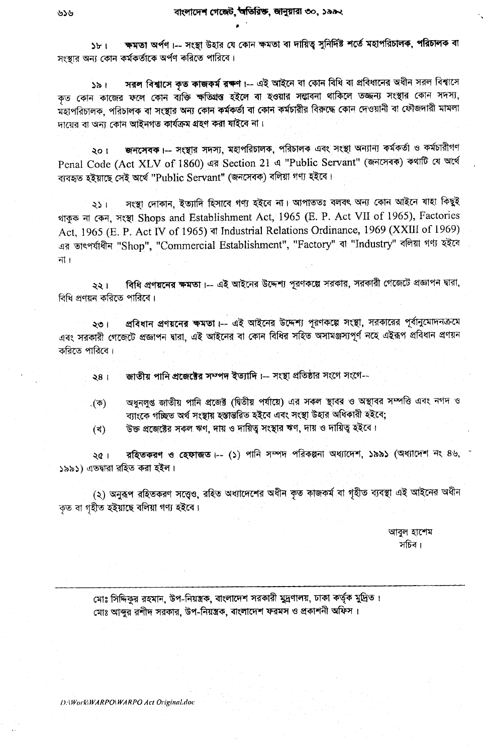১৮। **ক্ষমতা অর্পণ**।-- সংস্থা উহার যে কোন ক্ষমতা বা দায়িত্ব সুনির্দিষ্ট শর্তে মহাপরিচালক, পরিচালক বা সংস্থার অন্য কোন কর্মকর্তাকে অর্পণ করিতে পারিবে।

১৯। **সরল বিশ্বাসে কৃত কাজকর্ম রক্ষণ**।-- এই আইনে বা কোন বিধি বা প্রবিধানের অধীন সরল বিশ্বাসে কৃত কোন কাজের ফলে কোন ব্যক্তি ক্ষতিগ্রস্ত হইলে বা হওয়ার সম্ভাবনা থাকিলে তজ্জন্য সংস্থার কোন সদস্য, মহাপরিচালক, পরিচালক বা সংস্থার অন্য কোন কর্মকর্তা বা কোন কর্মচারীর বিরুদ্ধে কোন দেওয়ানী বা ফৌজদারী মামলা দায়ের বা অন্য কোন আইনগত কার্যক্রম গ্রহণ করা যাইবে না।

২০। **জনসেবক**।-- সংস্থার সদস্য, মহাপরিচালক, পরিচালক এবং সংস্থা অন্যান্য কর্মকর্তা ও কর্মচারীগণ Penal Code (Act XLV of 1860) এর Section 21 এ "Public Servant" (জনসেবক) কথাটি যে অর্থে ব্যবহৃত হইয়াছে সেই অর্থে "Public Servant" (জনসেবক) বলিয়া গণ্য হইবে।

২১। সংস্থা দোকান, ইত্যাদি হিসাবে গণ্য হইবে না। আপাততঃ বলবৎ অন্য কোন আইনে যাহা কিছুই থাকুক না কেন, সংস্থা Shops and Establishment Act, 1965 (E. P. Act VII of 1965), Factories Act, 1965 (E. P. Act IV of 1965) বা Industrial Relations Ordinance, 1969 (XXIII of 1969) এর তাৎপর্যাধীন "Shop", "Commercial Establishment", "Factory" বা "Industry" বলিয়া গণ্য হইবে না।

২২। **বিধি প্রণয়নের ক্ষমতা**।-- এই আইনের উদ্দেশ্য পূরণকল্পে সরকার, সরকারী গেজেটে প্রজ্ঞাপন দ্বারা, বিধি প্রণয়ন করিতে পারিবে।

২৩। **প্রবিধান প্রণয়নের ক্ষমতা**।-- এই আইনের উদ্দেশ্য পূরণকল্পে সংস্থা, সরকারের পূর্বানুমোদনক্রমে এবং সরকারী গেজেটে প্রজ্ঞাপন দ্বারা, এই আইনের বা কোন বিধির সহিত অসামঞ্জস্যপূর্ণ নহে এইরূপ প্রবিধান প্রণয়ন করিতে পারিবে।

২৪। **জাতীয় পানি প্রজেক্টের সম্পদ ইত্যাদি**।-- সংস্থা প্রতিষ্ঠার সংগে সংগে--

(ক) অধুনলুপ্ত জাতীয় পানি প্রজেক্ট (দ্বিতীয় পর্যায়ে) এর সকল স্থাবর ও অস্থাবর সম্পত্তি এবং নগদ ও ব্যাংকে গচ্ছিত অর্থ সংস্থায় হস্তান্তরিত হইবে এবং সংস্থা উহার অধিকারী হইবে;

(খ) উক্ত প্রজেক্টের সকল ঋণ, দায় ও দায়িত্ব সংস্থার ঋণ, দায় ও দায়িত্ব হইবে।

২৫। **রহিতকরণ ও হেফাজত**।-- (১) পানি সম্পদ পরিকল্পনা অধ্যাদেশ, ১৯৯১ (অধ্যাদেশ নং ৪৬, ১৯৯১) এতদ্বারা রহিত করা হইল।

(২) অনুরূপ রহিতকরণ সত্ত্বেও, রহিত অধ্যাদেশের অধীন কৃত কাজকর্ম বা গৃহীত ব্যবস্থা এই আইনের অধীন কৃত বা গৃহীত হইয়াছে বলিয়া গণ্য হইবে।

আবুল হাশেম
সচিব।

---

মোঃ সিদ্দিকুর রহমান, উপ-নিয়ন্ত্রক, বাংলাদেশ সরকারী মুদ্রণালয়, ঢাকা কর্তৃক মুদ্রিত।
মোঃ আব্দুর রশীদ সরকার, উপ-নিয়ন্ত্রক, বাংলাদেশ ফরমস ও প্রকাশনী অফিস।